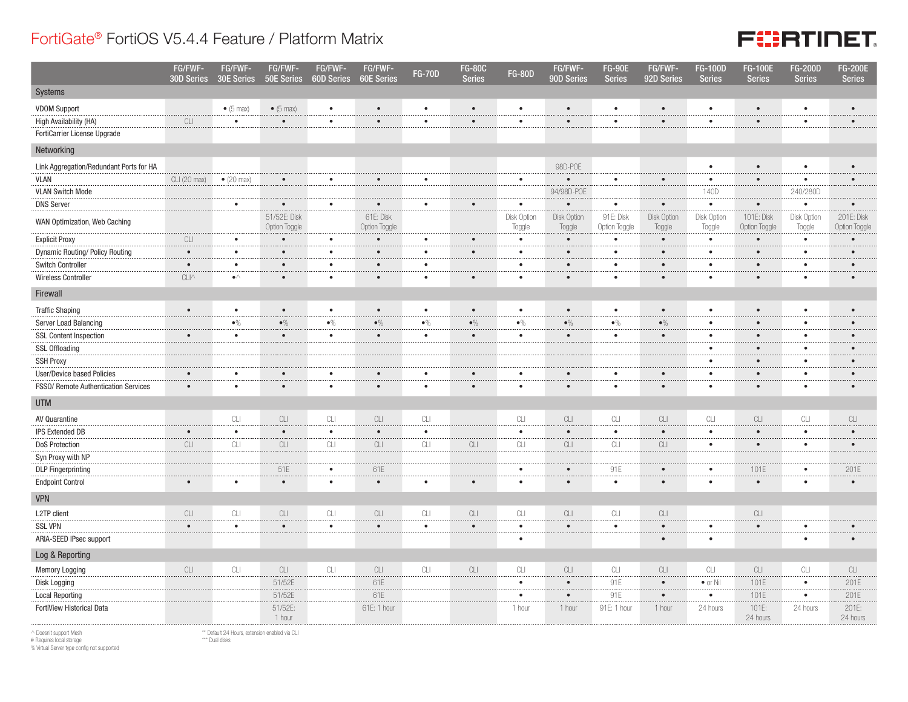# FortiGate® FortiOS V5.4.4 Feature / Platform Matrix

| | FG/FWF-30D Series | FG/FWF-30E Series | FG/FWF-50E Series | FG/FWF-60D Series | FG/FWF-60E Series | FG-70D | FG-80C Series | FG-80D | FG/FWF-90D Series | FG-90E Series | FG/FWF-92D Series | FG-100D Series | FG-100E Series | FG-200D Series | FG-200E Series |
|---|---|---|---|---|---|---|---|---|---|---|---|---|---|---|---|
| **Systems** | | | | | | | | | | | | | | | |
| VDOM Support | | • (5 max) | • (5 max) | • | • | • | • | • | • | • | • | • | • | • | • |
| High Availability (HA) | CLI | • | • | • | • | • | • | • | • | • | • | • | • | • | • |
| FortiCarrier License Upgrade | | | | | | | | | | | | | | | |
| **Networking** | | | | | | | | | | | | | | | |
| Link Aggregation/Redundant Ports for HA | | | | | | | | | 98D-POE | | | • | • | • | • |
| VLAN | CLI (20 max) | • (20 max) | • | • | • | • | | • | • | • | • | • | • | • | • |
| VLAN Switch Mode | | | | | | | | | 94/98D-POE | | | 140D | | 240/280D | |
| DNS Server | | • | • | • | • | • | • | • | • | • | • | • | • | • | • |
| WAN Optimization, Web Caching | | | 51/52E: Disk Option Toggle | | 61E: Disk Option Toggle | | | Disk Option Toggle | Disk Option Toggle | 91E: Disk Option Toggle | Disk Option Toggle | Disk Option Toggle | 101E: Disk Option Toggle | Disk Option Toggle | 201E: Disk Option Toggle |
| Explicit Proxy | CLI | • | • | • | • | • | • | • | • | • | • | • | • | • | • |
| Dynamic Routing/ Policy Routing | • | • | • | • | • | • | • | • | • | • | • | • | • | • | • |
| Switch Controller | • | • | • | • | • | • | | • | • | • | • | • | • | • | • |
| Wireless Controller | CLI^ | •^ | • | • | • | • | • | • | • | • | • | • | • | • | • |
| **Firewall** | | | | | | | | | | | | | | | |
| Traffic Shaping | • | • | • | • | • | • | • | • | • | • | • | • | • | • | • |
| Server Load Balancing | | •% | •% | •% | •% | •% | •% | •% | •% | •% | •% | • | • | • | • |
| SSL Content Inspection | • | • | • | • | • | • | • | • | • | • | • | • | • | • | • |
| SSL Offloading | | | | | | | | | | | | • | • | • | • |
| SSH Proxy | | | | | | | | | | | | • | • | • | • |
| User/Device based Policies | • | • | • | • | • | • | • | • | • | • | • | • | • | • | • |
| FSSO/ Remote Authentication Services | • | • | • | • | • | • | • | • | • | • | • | • | • | • | • |
| **UTM** | | | | | | | | | | | | | | | |
| AV Quarantine | | CLI | CLI | CLI | CLI | CLI | | CLI | CLI | CLI | CLI | CLI | CLI | CLI | CLI |
| IPS Extended DB | • | • | • | • | • | • | | • | • | • | • | • | • | • | • |
| DoS Protection | CLI | CLI | CLI | CLI | CLI | CLI | CLI | CLI | CLI | CLI | CLI | • | • | • | • |
| Syn Proxy with NP | | | | | | | | | | | | | | | |
| DLP Fingerprinting | | | 51E | • | 61E | | | • | • | 91E | • | • | 101E | • | 201E |
| Endpoint Control | • | • | • | • | • | • | • | • | • | • | • | • | • | • | • |
| **VPN** | | | | | | | | | | | | | | | |
| L2TP client | CLI | CLI | CLI | CLI | CLI | CLI | CLI | CLI | CLI | CLI | CLI | | CLI | | |
| SSL VPN | • | • | • | • | • | • | • | • | • | • | • | • | • | • | • |
| ARIA-SEED IPsec support | | | | | | | | • | | | • | • | | • | • |
| **Log & Reporting** | | | | | | | | | | | | | | | |
| Memory Logging | CLI | CLI | CLI | CLI | CLI | CLI | CLI | CLI | CLI | CLI | CLI | CLI | CLI | CLI | CLI |
| Disk Logging | | | 51/52E | | 61E | | | • | • | 91E | • | • or Nil | 101E | • | 201E |
| Local Reporting | | | 51/52E | | 61E | | | • | • | 91E | • | • | 101E | • | 201E |
| FortiView Historical Data | | | 51/52E: 1 hour | | 61E: 1 hour | | | 1 hour | 1 hour | 91E: 1 hour | 1 hour | 24 hours | 101E: 24 hours | 24 hours | 201E: 24 hours |

^ Doesn't support Mesh
\# Requires local storage
% Virtual Server type config not supported

** Default 24 Hours, extension enabled via CLI
*** Dual disks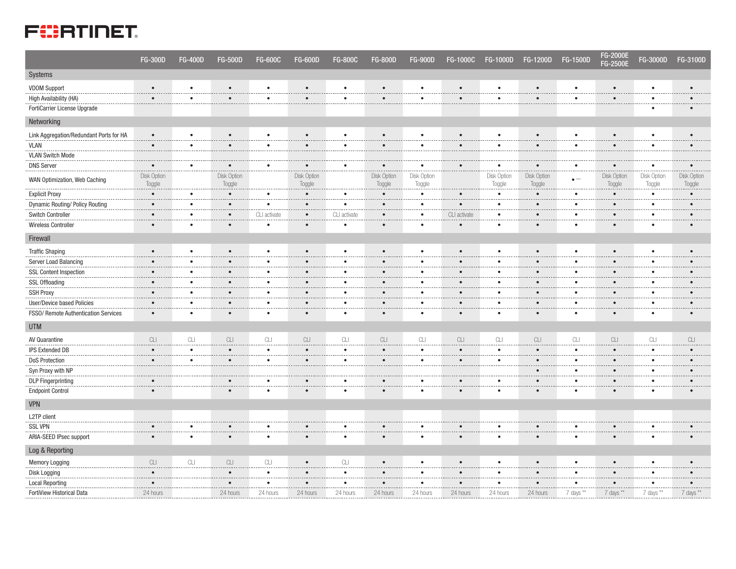| | FG-300D | FG-400D | FG-500D | FG-600C | FG-600D | FG-800C | FG-800D | FG-900D | FG-1000C | FG-1000D | FG-1200D | FG-1500D | FG-2000E FG-2500E | FG-3000D | FG-3100D |
|---|---|---|---|---|---|---|---|---|---|---|---|---|---|---|---|
| **Systems** | | | | | | | | | | | | | | | |
| VDOM Support | • | • | • | • | • | • | • | • | • | • | • | • | • | • | • |
| High Availability (HA) | • | • | • | • | • | • | • | • | • | • | • | • | • | • | • |
| FortiCarrier License Upgrade | | | | | | | | | | | | | | • | • |
| **Networking** | | | | | | | | | | | | | | | |
| Link Aggregation/Redundant Ports for HA | • | • | • | • | • | • | • | • | • | • | • | • | • | • | • |
| VLAN | • | • | • | • | • | • | • | • | • | • | • | • | • | • | • |
| VLAN Switch Mode | | | | | | | | | | | | | | | |
| DNS Server | • | • | • | • | • | • | • | • | • | • | • | • | • | • | • |
| WAN Optimization, Web Caching | Disk Option Toggle | | Disk Option Toggle | | Disk Option Toggle | | Disk Option Toggle | Disk Option Toggle | | Disk Option Toggle | Disk Option Toggle | • *** | Disk Option Toggle | Disk Option Toggle | Disk Option Toggle |
| Explicit Proxy | • | • | • | • | • | • | • | • | • | • | • | • | • | • | • |
| Dynamic Routing/ Policy Routing | • | • | • | • | • | • | • | • | • | • | • | • | • | • | • |
| Switch Controller | • | • | • | CLI activate | • | CLI activate | • | • | CLI activate | • | • | • | • | • | • |
| Wireless Controller | • | • | • | • | • | • | • | • | • | • | • | • | • | • | • |
| **Firewall** | | | | | | | | | | | | | | | |
| Traffic Shaping | • | • | • | • | • | • | • | • | • | • | • | • | • | • | • |
| Server Load Balancing | • | • | • | • | • | • | • | • | • | • | • | • | • | • | • |
| SSL Content Inspection | • | • | • | • | • | • | • | • | • | • | • | • | • | • | • |
| SSL Offloading | • | • | • | • | • | • | • | • | • | • | • | • | • | • | • |
| SSH Proxy | • | • | • | • | • | • | • | • | • | • | • | • | • | • | • |
| User/Device based Policies | • | • | • | • | • | • | • | • | • | • | • | • | • | • | • |
| FSSO/ Remote Authentication Services | • | • | • | • | • | • | • | • | • | • | • | • | • | • | • |
| **UTM** | | | | | | | | | | | | | | | |
| AV Quarantine | CLI | CLI | CLI | CLI | CLI | CLI | CLI | CLI | CLI | CLI | CLI | CLI | CLI | CLI | CLI |
| IPS Extended DB | • | • | • | • | • | • | • | • | • | • | • | • | • | • | • |
| DoS Protection | • | • | • | • | • | • | • | • | • | • | • | • | • | • | • |
| Syn Proxy with NP | | | | | | | | | | | • | • | • | • | • |
| DLP Fingerprinting | • | | • | • | • | • | • | • | • | • | • | • | • | • | • |
| Endpoint Control | • | | • | • | • | • | • | • | • | • | • | • | • | • | • |
| **VPN** | | | | | | | | | | | | | | | |
| L2TP client | | | | | | | | | | | | | | | |
| SSL VPN | • | • | • | • | • | • | • | • | • | • | • | • | • | • | • |
| ARIA-SEED IPsec support | • | • | • | • | • | • | • | • | • | • | • | • | • | • | • |
| **Log & Reporting** | | | | | | | | | | | | | | | |
| Memory Logging | CLI | CLI | CLI | CLI | • | CLI | • | • | • | • | • | • | • | • | • |
| Disk Logging | • | | • | • | • | • | • | • | • | • | • | • | • | • | • |
| Local Reporting | • | | • | • | • | • | • | • | • | • | • | • | • | • | • |
| FortiView Historical Data | 24 hours | | 24 hours | 24 hours | 24 hours | 24 hours | 24 hours | 24 hours | 24 hours | 24 hours | 24 hours | 7 days ** | 7 days ** | 7 days ** | 7 days ** |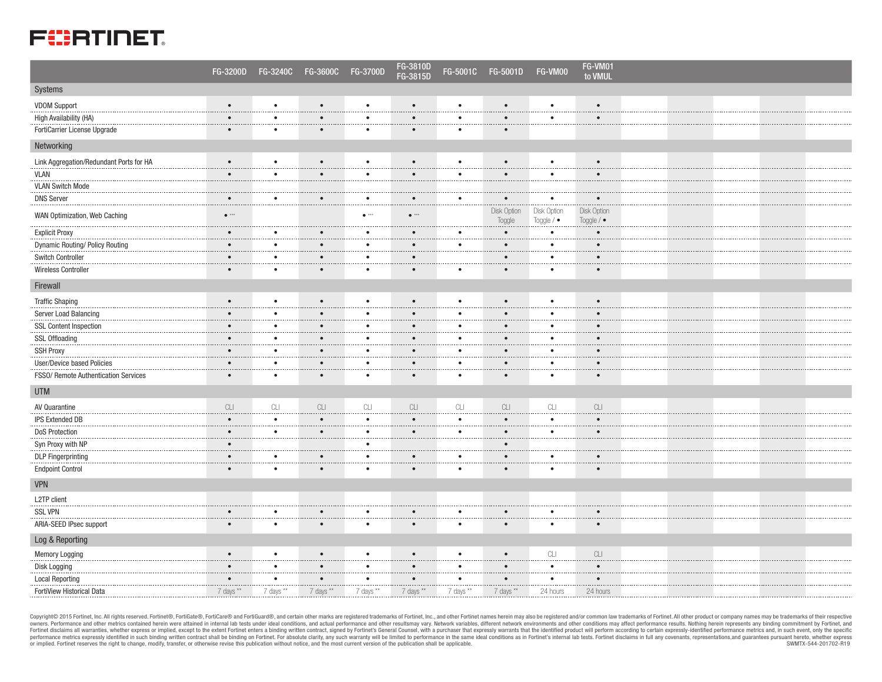| | FG-3200D | FG-3240C | FG-3600C | FG-3700D | FG-3810D FG-3815D | FG-5001C | FG-5001D | FG-VM00 | FG-VM01 to VMUL |
|---|---|---|---|---|---|---|---|---|---|
| **Systems** | | | | | | | | | |
| VDOM Support | • | • | • | • | • | • | • | • | • |
| High Availability (HA) | • | • | • | • | • | • | • | • | • |
| FortiCarrier License Upgrade | • | • | • | • | • | • | • | | |
| **Networking** | | | | | | | | | |
| Link Aggregation/Redundant Ports for HA | • | • | • | • | • | • | • | • | • |
| VLAN | • | • | • | • | • | • | • | • | • |
| VLAN Switch Mode | | | | | | | | | |
| DNS Server | • | • | • | • | • | • | • | • | • |
| WAN Optimization, Web Caching | • *** | | | • *** | • *** | | Disk Option Toggle | Disk Option Toggle / • | Disk Option Toggle / • |
| Explicit Proxy | • | • | • | • | • | • | • | • | • |
| Dynamic Routing/ Policy Routing | • | • | • | • | • | • | • | • | • |
| Switch Controller | • | • | • | • | • | | • | • | • |
| Wireless Controller | • | • | • | • | • | • | • | • | • |
| **Firewall** | | | | | | | | | |
| Traffic Shaping | • | • | • | • | • | • | • | • | • |
| Server Load Balancing | • | • | • | • | • | • | • | • | • |
| SSL Content Inspection | • | • | • | • | • | • | • | • | • |
| SSL Offloading | • | • | • | • | • | • | • | • | • |
| SSH Proxy | • | • | • | • | • | • | • | • | • |
| User/Device based Policies | • | • | • | • | • | • | • | • | • |
| FSSO/ Remote Authentication Services | • | • | • | • | • | • | • | • | • |
| **UTM** | | | | | | | | | |
| AV Quarantine | CLI | CLI | CLI | CLI | CLI | CLI | CLI | CLI | CLI |
| IPS Extended DB | • | • | • | • | • | • | • | • | • |
| DoS Protection | • | • | • | • | • | • | • | • | • |
| Syn Proxy with NP | • | | | • | | | • | | |
| DLP Fingerprinting | • | • | • | • | • | • | • | • | • |
| Endpoint Control | • | • | • | • | • | • | • | • | • |
| **VPN** | | | | | | | | | |
| L2TP client | | | | | | | | | |
| SSL VPN | • | • | • | • | • | • | • | • | • |
| ARIA-SEED IPsec support | • | • | • | • | • | • | • | • | • |
| **Log & Reporting** | | | | | | | | | |
| Memory Logging | • | • | • | • | • | • | • | CLI | CLI |
| Disk Logging | • | • | • | • | • | • | • | • | • |
| Local Reporting | • | • | • | • | • | • | • | • | • |
| FortiView Historical Data | 7 days ** | 7 days ** | 7 days ** | 7 days ** | 7 days ** | 7 days ** | 7 days ** | 24 hours | 24 hours |

Copyright© 2015 Fortinet, Inc. All rights reserved. Fortinet®, FortiGate®, FortiCare® and FortiGuard®, and certain other marks are registered trademarks of Fortinet, Inc., and other Fortinet names herein may also be registered and/or common law trademarks of Fortinet. All other product or company names may be trademarks of their respective owners. Performance and other metrics contained herein were attained in internal lab tests under ideal conditions, and actual performance and other resultsmay vary. Network variables, different network environments and other conditions may affect performance results. Nothing herein represents any binding commitment by Fortinet, and Fortinet disclaims all warranties, whether express or implied, except to the extent Fortinet enters a binding written contract, signed by Fortinet's General Counsel, with a purchaser that expressly warrants that the identified product will perform according to certain expressly-identified performance metrics and, in such event, only the specific performance metrics expressly identified in such binding written contract shall be binding on Fortinet. For absolute clarity, any such warranty will be limited to performance in the same ideal conditions as in Fortinet's internal lab tests. Fortinet disclaims in full any covenants, representations,and guarantees pursuant hereto, whether express or implied. Fortinet reserves the right to change, modify, transfer, or otherwise revise this publication without notice, and the most current version of the publication shall be applicable.

SWMTX-544-201702-R19